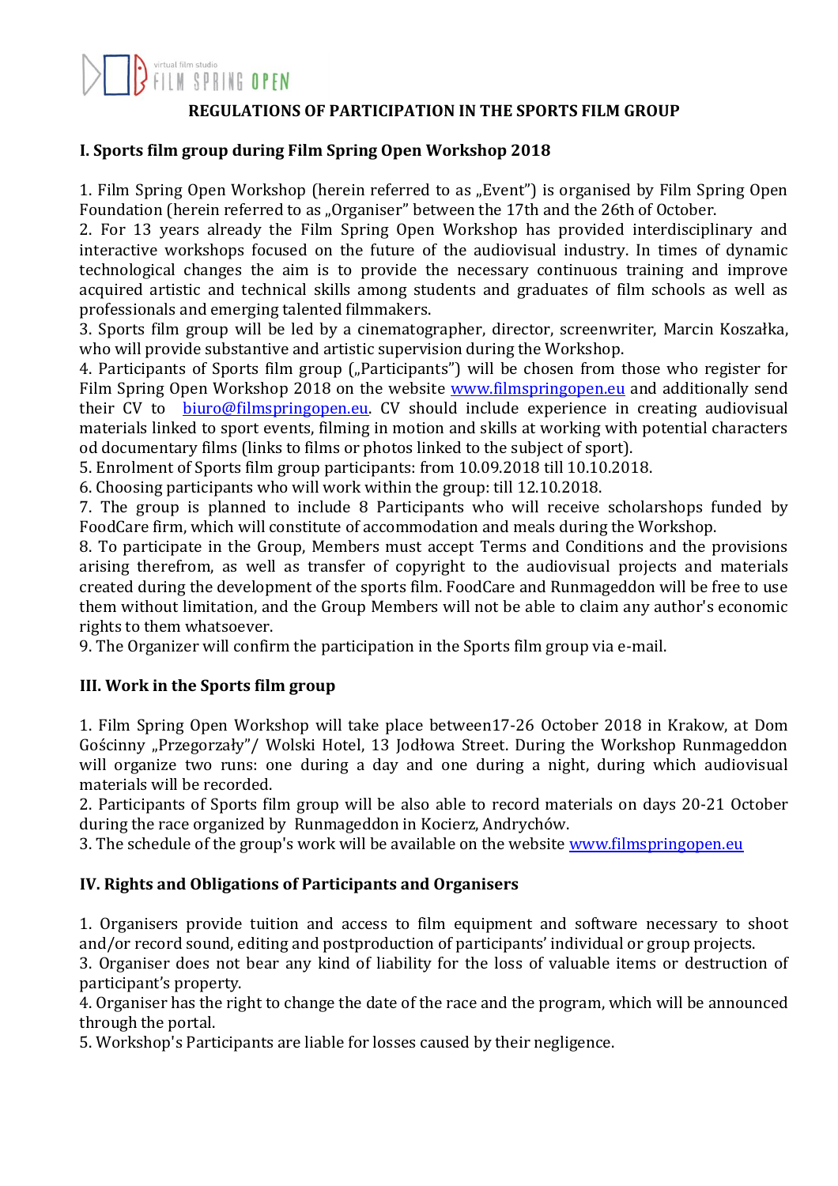# REGULATIONS OF PARTICIPATION IN THE SPORTS FILM GROUP

## I. Sports film group during Film Spring Open Workshop 2018

1. Film Spring Open Workshop (herein referred to as „Event") is organised by Film Spring Open Foundation (herein referred to as „Organiser" between the 17th and the 26th of October.
2. For 13 years already the Film Spring Open Workshop has provided interdisciplinary and interactive workshops focused on the future of the audiovisual industry. In times of dynamic technological changes the aim is to provide the necessary continuous training and improve acquired artistic and technical skills among students and graduates of film schools as well as professionals and emerging talented filmmakers.
3. Sports film group will be led by a cinematographer, director, screenwriter, Marcin Koszałka, who will provide substantive and artistic supervision during the Workshop.
4. Participants of Sports film group („Participants") will be chosen from those who register for Film Spring Open Workshop 2018 on the website www.filmspringopen.eu and additionally send their CV to biuro@filmspringopen.eu. CV should include experience in creating audiovisual materials linked to sport events, filming in motion and skills at working with potential characters od documentary films (links to films or photos linked to the subject of sport).
5. Enrolment of Sports film group participants: from 10.09.2018 till 10.10.2018.
6. Choosing participants who will work within the group: till 12.10.2018.
7. The group is planned to include 8 Participants who will receive scholarships funded by FoodCare firm, which will constitute of accommodation and meals during the Workshop.
8. To participate in the Group, Members must accept Terms and Conditions and the provisions arising therefrom, as well as transfer of copyright to the audiovisual projects and materials created during the development of the sports film. FoodCare and Runmageddon will be free to use them without limitation, and the Group Members will not be able to claim any author's economic rights to them whatsoever.
9. The Organizer will confirm the participation in the Sports film group via e-mail.

## III. Work in the Sports film group

1. Film Spring Open Workshop will take place between17-26 October 2018 in Krakow, at Dom Gościnny „Przegorzały"/ Wolski Hotel, 13 Jodłowa Street. During the Workshop Runmageddon will organize two runs: one during a day and one during a night, during which audiovisual materials will be recorded.
2. Participants of Sports film group will be also able to record materials on days 20-21 October during the race organized by Runmageddon in Kocierz, Andrychów.
3. The schedule of the group's work will be available on the website www.filmspringopen.eu

## IV. Rights and Obligations of Participants and Organisers

1. Organisers provide tuition and access to film equipment and software necessary to shoot and/or record sound, editing and postproduction of participants' individual or group projects.
3. Organiser does not bear any kind of liability for the loss of valuable items or destruction of participant's property.
4. Organiser has the right to change the date of the race and the program, which will be announced through the portal.
5. Workshop's Participants are liable for losses caused by their negligence.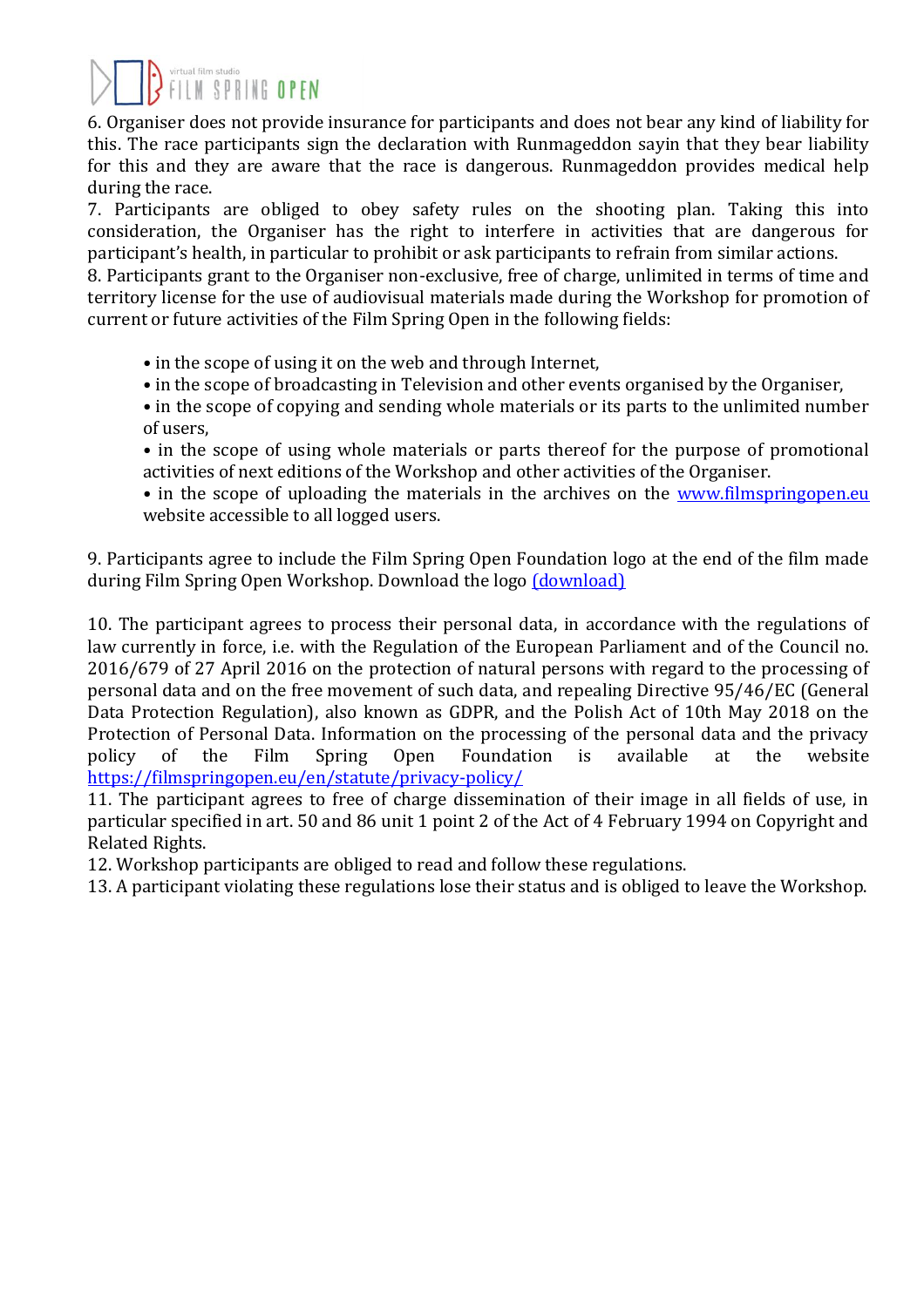6. Organiser does not provide insurance for participants and does not bear any kind of liability for this. The race participants sign the declaration with Runmageddon sayin that they bear liability for this and they are aware that the race is dangerous. Runmageddon provides medical help during the race.

7. Participants are obliged to obey safety rules on the shooting plan. Taking this into consideration, the Organiser has the right to interfere in activities that are dangerous for participant's health, in particular to prohibit or ask participants to refrain from similar actions.

8. Participants grant to the Organiser non-exclusive, free of charge, unlimited in terms of time and territory license for the use of audiovisual materials made during the Workshop for promotion of current or future activities of the Film Spring Open in the following fields:

- in the scope of using it on the web and through Internet,
- in the scope of broadcasting in Television and other events organised by the Organiser,
- in the scope of copying and sending whole materials or its parts to the unlimited number of users,
- in the scope of using whole materials or parts thereof for the purpose of promotional activities of next editions of the Workshop and other activities of the Organiser.
- in the scope of uploading the materials in the archives on the www.filmspringopen.eu website accessible to all logged users.

9. Participants agree to include the Film Spring Open Foundation logo at the end of the film made during Film Spring Open Workshop. Download the logo (download)

10. The participant agrees to process their personal data, in accordance with the regulations of law currently in force, i.e. with the Regulation of the European Parliament and of the Council no. 2016/679 of 27 April 2016 on the protection of natural persons with regard to the processing of personal data and on the free movement of such data, and repealing Directive 95/46/EC (General Data Protection Regulation), also known as GDPR, and the Polish Act of 10th May 2018 on the Protection of Personal Data. Information on the processing of the personal data and the privacy policy of the Film Spring Open Foundation is available at the website https://filmspringopen.eu/en/statute/privacy-policy/

11. The participant agrees to free of charge dissemination of their image in all fields of use, in particular specified in art. 50 and 86 unit 1 point 2 of the Act of 4 February 1994 on Copyright and Related Rights.

12. Workshop participants are obliged to read and follow these regulations.

13. A participant violating these regulations lose their status and is obliged to leave the Workshop.